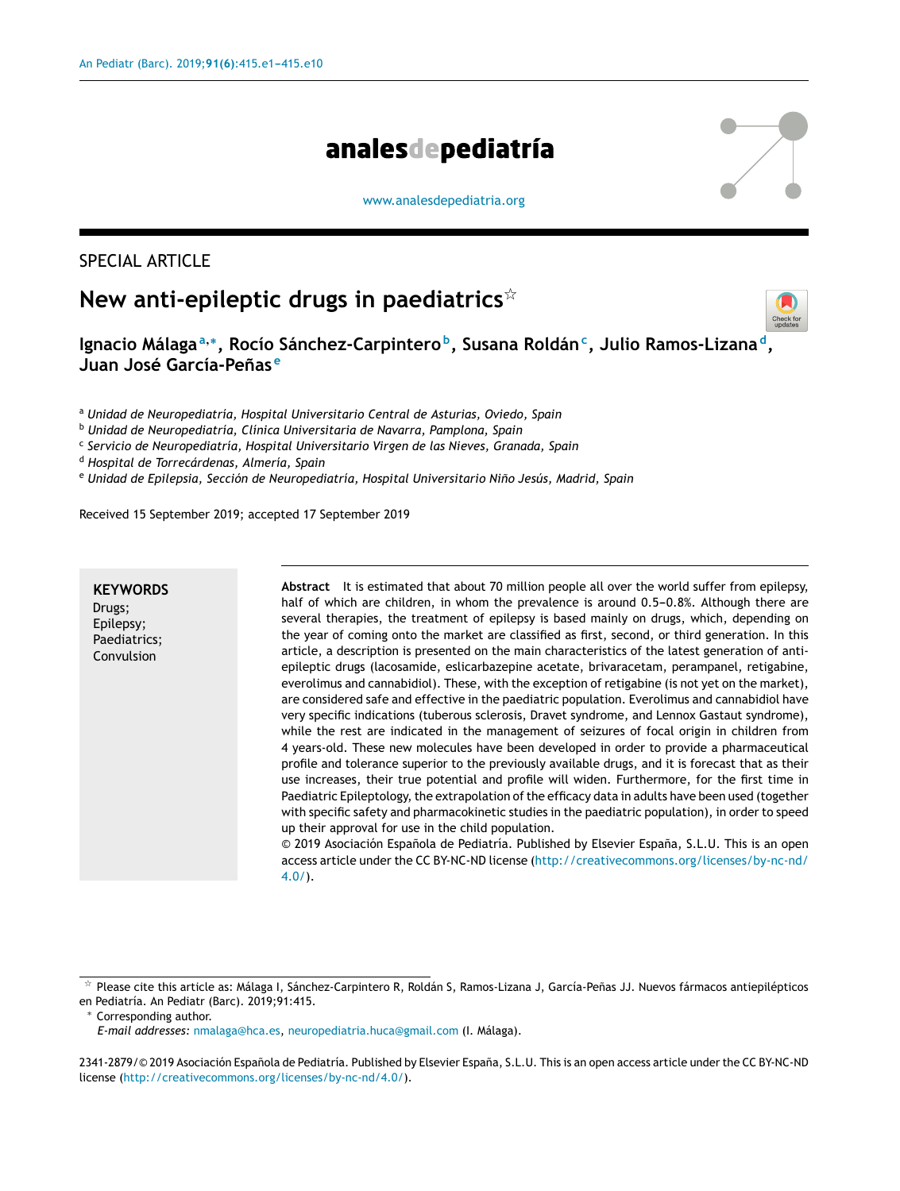SPECIAL ARTICLE

# New anti-epileptic drugs in paediatrics[☆]

**Ignacio Málaga[a,*], Rocío Sánchez-Carpintero[b], Susana Roldán[c], Julio Ramos-Lizana[d], Juan José García-Peñas[e]**

[a] *Unidad de Neuropediatría, Hospital Universitario Central de Asturias, Oviedo, Spain*
[b] *Unidad de Neuropediatría, Clínica Universitaria de Navarra, Pamplona, Spain*
[c] *Servicio de Neuropediatría, Hospital Universitario Virgen de las Nieves, Granada, Spain*
[d] *Hospital de Torrecárdenas, Almería, Spain*
[e] *Unidad de Epilepsia, Sección de Neuropediatría, Hospital Universitario Niño Jesús, Madrid, Spain*

Received 15 September 2019; accepted 17 September 2019

**KEYWORDS**
Drugs;
Epilepsy;
Paediatrics;
Convulsion

**Abstract** It is estimated that about 70 million people all over the world suffer from epilepsy, half of which are children, in whom the prevalence is around 0.5–0.8%. Although there are several therapies, the treatment of epilepsy is based mainly on drugs, which, depending on the year of coming onto the market are classified as first, second, or third generation. In this article, a description is presented on the main characteristics of the latest generation of anti-epileptic drugs (lacosamide, eslicarbazepine acetate, brivaracetam, perampanel, retigabine, everolimus and cannabidiol). These, with the exception of retigabine (is not yet on the market), are considered safe and effective in the paediatric population. Everolimus and cannabidiol have very specific indications (tuberous sclerosis, Dravet syndrome, and Lennox Gastaut syndrome), while the rest are indicated in the management of seizures of focal origin in children from 4 years-old. These new molecules have been developed in order to provide a pharmaceutical profile and tolerance superior to the previously available drugs, and it is forecast that as their use increases, their true potential and profile will widen. Furthermore, for the first time in Paediatric Epileptology, the extrapolation of the efficacy data in adults have been used (together with specific safety and pharmacokinetic studies in the paediatric population), in order to speed up their approval for use in the child population.
© 2019 Asociación Española de Pediatría. Published by Elsevier España, S.L.U. This is an open access article under the CC BY-NC-ND license (http://creativecommons.org/licenses/by-nc-nd/4.0/).

[☆] Please cite this article as: Málaga I, Sánchez-Carpintero R, Roldán S, Ramos-Lizana J, García-Peñas JJ. Nuevos fármacos antiepilépticos en Pediatría. An Pediatr (Barc). 2019;91:415.

[*] Corresponding author.
*E-mail addresses:* nmalaga@hca.es, neuropediatria.huca@gmail.com (I. Málaga).

2341-2879/© 2019 Asociación Española de Pediatría. Published by Elsevier España, S.L.U. This is an open access article under the CC BY-NC-ND license (http://creativecommons.org/licenses/by-nc-nd/4.0/).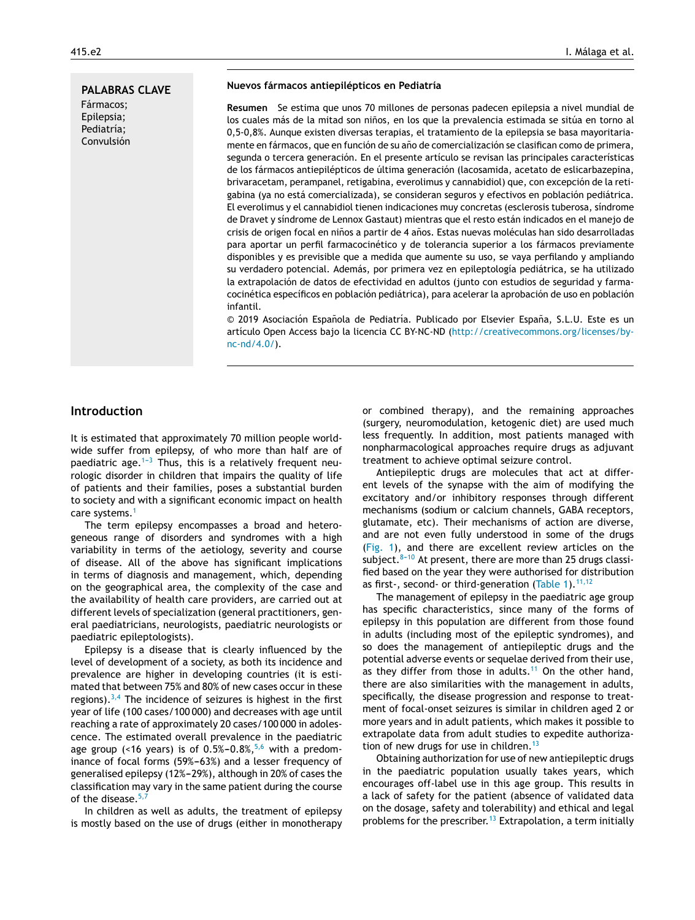**PALABRAS CLAVE**
Fármacos;
Epilepsia;
Pediatría;
Convulsión

**Nuevos fármacos antiepilépticos en Pediatría**

**Resumen** Se estima que unos 70 millones de personas padecen epilepsia a nivel mundial de los cuales más de la mitad son niños, en los que la prevalencia estimada se sitúa en torno al 0,5-0,8%. Aunque existen diversas terapias, el tratamiento de la epilepsia se basa mayoritariamente en fármacos, que en función de su año de comercialización se clasifican como de primera, segunda o tercera generación. En el presente artículo se revisan las principales características de los fármacos antiepilépticos de última generación (lacosamida, acetato de eslicarbazepina, brivaracetam, perampanel, retigabina, everolimus y cannabidiol) que, con excepción de la retigabina (ya no está comercializada), se consideran seguros y efectivos en población pediátrica. El everolimus y el cannabidiol tienen indicaciones muy concretas (esclerosis tuberosa, síndrome de Dravet y síndrome de Lennox Gastaut) mientras que el resto están indicados en el manejo de crisis de origen focal en niños a partir de 4 años. Estas nuevas moléculas han sido desarrolladas para aportar un perfil farmacocinético y de tolerancia superior a los fármacos previamente disponibles y es previsible que a medida que aumente su uso, se vaya perfilando y ampliando su verdadero potencial. Además, por primera vez en epileptología pediátrica, se ha utilizado la extrapolación de datos de efectividad en adultos (junto con estudios de seguridad y farmacocinética específicos en población pediátrica), para acelerar la aprobación de uso en población infantil.

© 2019 Asociación Española de Pediatría. Publicado por Elsevier España, S.L.U. Este es un artículo Open Access bajo la licencia CC BY-NC-ND (http://creativecommons.org/licenses/by-nc-nd/4.0/).

## Introduction

It is estimated that approximately 70 million people worldwide suffer from epilepsy, of who more than half are of paediatric age.[1-3] Thus, this is a relatively frequent neurologic disorder in children that impairs the quality of life of patients and their families, poses a substantial burden to society and with a significant economic impact on health care systems.[1]

The term epilepsy encompasses a broad and heterogeneous range of disorders and syndromes with a high variability in terms of the aetiology, severity and course of disease. All of the above has significant implications in terms of diagnosis and management, which, depending on the geographical area, the complexity of the case and the availability of health care providers, are carried out at different levels of specialization (general practitioners, general paediatricians, neurologists, paediatric neurologists or paediatric epileptologists).

Epilepsy is a disease that is clearly influenced by the level of development of a society, as both its incidence and prevalence are higher in developing countries (it is estimated that between 75% and 80% of new cases occur in these regions).[3,4] The incidence of seizures is highest in the first year of life (100 cases/100 000) and decreases with age until reaching a rate of approximately 20 cases/100 000 in adolescence. The estimated overall prevalence in the paediatric age group (<16 years) is of 0.5%–0.8%,[5,6] with a predominance of focal forms (59%–63%) and a lesser frequency of generalised epilepsy (12%–29%), although in 20% of cases the classification may vary in the same patient during the course of the disease.[5,7]

In children as well as adults, the treatment of epilepsy is mostly based on the use of drugs (either in monotherapy or combined therapy), and the remaining approaches (surgery, neuromodulation, ketogenic diet) are used much less frequently. In addition, most patients managed with nonpharmacological approaches require drugs as adjuvant treatment to achieve optimal seizure control.

Antiepileptic drugs are molecules that act at different levels of the synapse with the aim of modifying the excitatory and/or inhibitory responses through different mechanisms (sodium or calcium channels, GABA receptors, glutamate, etc). Their mechanisms of action are diverse, and are not even fully understood in some of the drugs (Fig. 1), and there are excellent review articles on the subject.[8-10] At present, there are more than 25 drugs classified based on the year they were authorised for distribution as first-, second- or third-generation (Table 1).[11,12]

The management of epilepsy in the paediatric age group has specific characteristics, since many of the forms of epilepsy in this population are different from those found in adults (including most of the epileptic syndromes), and so does the management of antiepileptic drugs and the potential adverse events or sequelae derived from their use, as they differ from those in adults.[11] On the other hand, there are also similarities with the management in adults, specifically, the disease progression and response to treatment of focal-onset seizures is similar in children aged 2 or more years and in adult patients, which makes it possible to extrapolate data from adult studies to expedite authorization of new drugs for use in children.[13]

Obtaining authorization for use of new antiepileptic drugs in the paediatric population usually takes years, which encourages off-label use in this age group. This results in a lack of safety for the patient (absence of validated data on the dosage, safety and tolerability) and ethical and legal problems for the prescriber.[13] Extrapolation, a term initially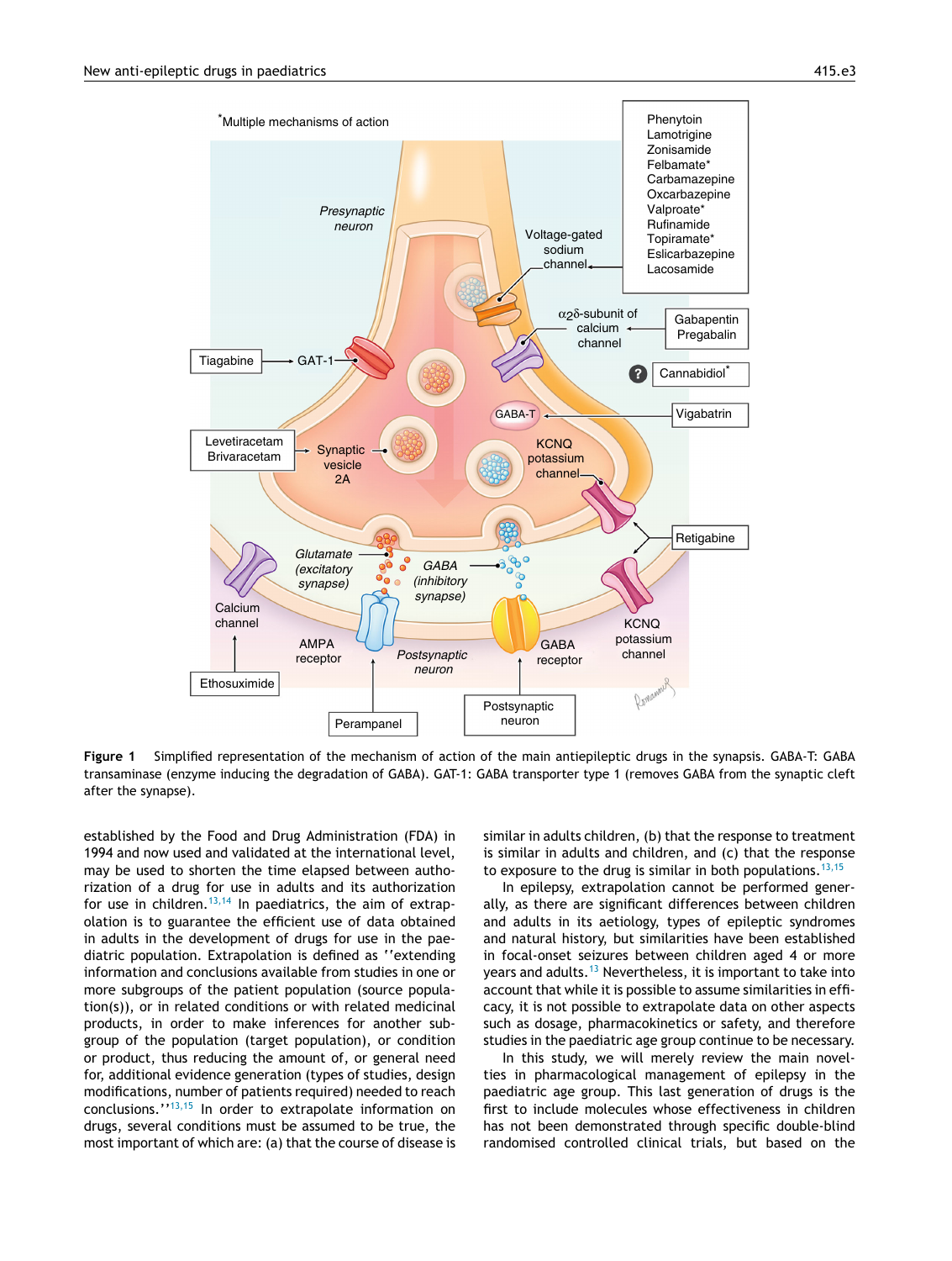**Figure 1** Simplified representation of the mechanism of action of the main antiepileptic drugs in the synapsis. GABA-T: GABA transaminase (enzyme inducing the degradation of GABA). GAT-1: GABA transporter type 1 (removes GABA from the synaptic cleft after the synapse).

established by the Food and Drug Administration (FDA) in 1994 and now used and validated at the international level, may be used to shorten the time elapsed between authorization of a drug for use in adults and its authorization for use in children.[13,14] In paediatrics, the aim of extrapolation is to guarantee the efficient use of data obtained in adults in the development of drugs for use in the paediatric population. Extrapolation is defined as ''extending information and conclusions available from studies in one or more subgroups of the patient population (source population(s)), or in related conditions or with related medicinal products, in order to make inferences for another subgroup of the population (target population), or condition or product, thus reducing the amount of, or general need for, additional evidence generation (types of studies, design modifications, number of patients required) needed to reach conclusions.''[13,15] In order to extrapolate information on drugs, several conditions must be assumed to be true, the most important of which are: (a) that the course of disease is similar in adults children, (b) that the response to treatment is similar in adults and children, and (c) that the response to exposure to the drug is similar in both populations.[13,15]

In epilepsy, extrapolation cannot be performed generally, as there are significant differences between children and adults in its aetiology, types of epileptic syndromes and natural history, but similarities have been established in focal-onset seizures between children aged 4 or more years and adults.[13] Nevertheless, it is important to take into account that while it is possible to assume similarities in efficacy, it is not possible to extrapolate data on other aspects such as dosage, pharmacokinetics or safety, and therefore studies in the paediatric age group continue to be necessary.

In this study, we will merely review the main novelties in pharmacological management of epilepsy in the paediatric age group. This last generation of drugs is the first to include molecules whose effectiveness in children has not been demonstrated through specific double-blind randomised controlled clinical trials, but based on the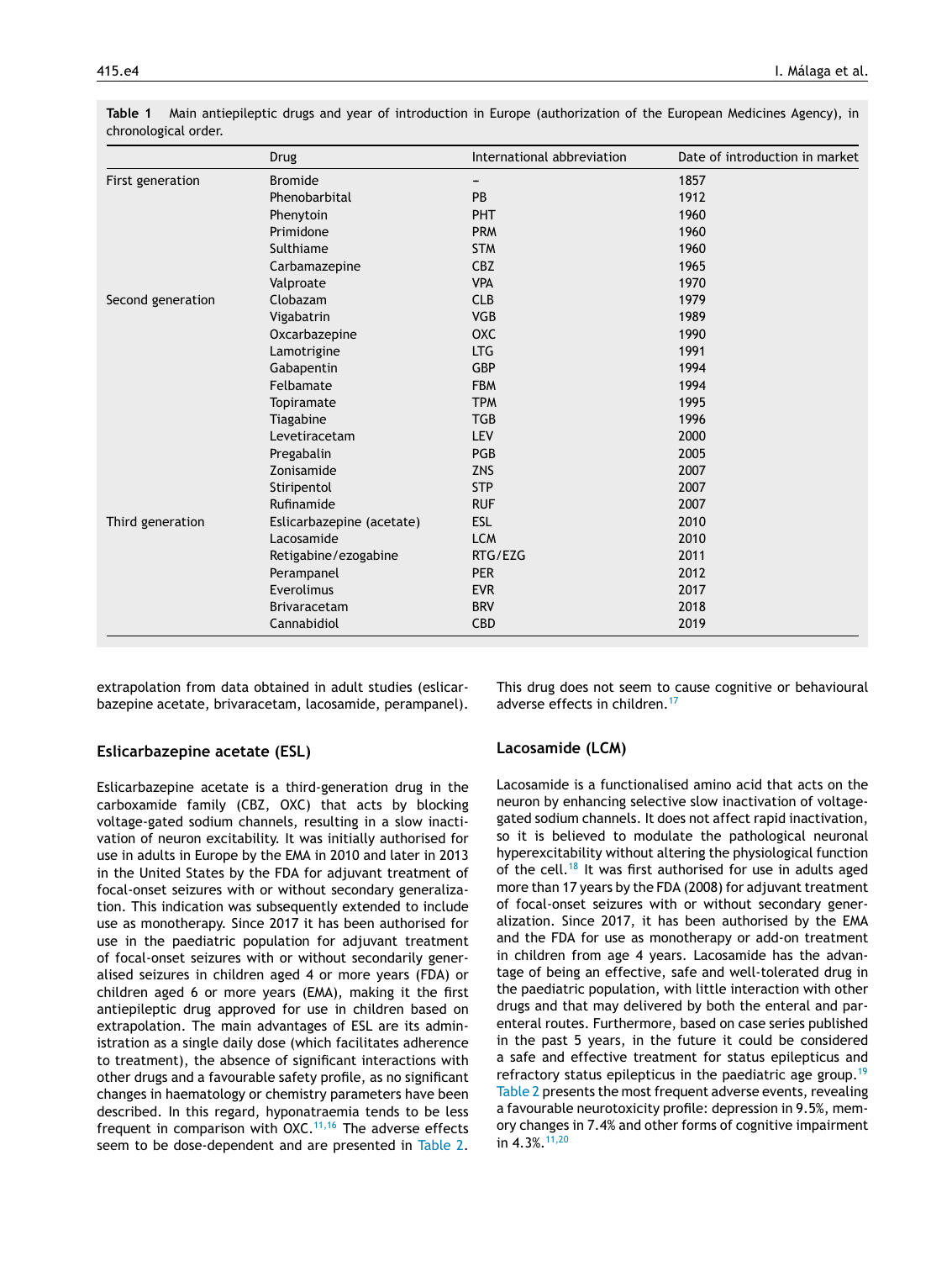**Table 1** Main antiepileptic drugs and year of introduction in Europe (authorization of the European Medicines Agency), in chronological order.

| | Drug | International abbreviation | Date of introduction in market |
|---|---|---|---|
| First generation | Bromide | – | 1857 |
| | Phenobarbital | PB | 1912 |
| | Phenytoin | PHT | 1960 |
| | Primidone | PRM | 1960 |
| | Sulthiame | STM | 1960 |
| | Carbamazepine | CBZ | 1965 |
| | Valproate | VPA | 1970 |
| Second generation | Clobazam | CLB | 1979 |
| | Vigabatrin | VGB | 1989 |
| | Oxcarbazepine | OXC | 1990 |
| | Lamotrigine | LTG | 1991 |
| | Gabapentin | GBP | 1994 |
| | Felbamate | FBM | 1994 |
| | Topiramate | TPM | 1995 |
| | Tiagabine | TGB | 1996 |
| | Levetiracetam | LEV | 2000 |
| | Pregabalin | PGB | 2005 |
| | Zonisamide | ZNS | 2007 |
| | Stiripentol | STP | 2007 |
| | Rufinamide | RUF | 2007 |
| Third generation | Eslicarbazepine (acetate) | ESL | 2010 |
| | Lacosamide | LCM | 2010 |
| | Retigabine/ezogabine | RTG/EZG | 2011 |
| | Perampanel | PER | 2012 |
| | Everolimus | EVR | 2017 |
| | Brivaracetam | BRV | 2018 |
| | Cannabidiol | CBD | 2019 |

extrapolation from data obtained in adult studies (eslicarbazepine acetate, brivaracetam, lacosamide, perampanel).

## Eslicarbazepine acetate (ESL)

Eslicarbazepine acetate is a third-generation drug in the carboxamide family (CBZ, OXC) that acts by blocking voltage-gated sodium channels, resulting in a slow inactivation of neuron excitability. It was initially authorised for use in adults in Europe by the EMA in 2010 and later in 2013 in the United States by the FDA for adjuvant treatment of focal-onset seizures with or without secondary generalization. This indication was subsequently extended to include use as monotherapy. Since 2017 it has been authorised for use in the paediatric population for adjuvant treatment of focal-onset seizures with or without secondarily generalised seizures in children aged 4 or more years (FDA) or children aged 6 or more years (EMA), making it the first antiepileptic drug approved for use in children based on extrapolation. The main advantages of ESL are its administration as a single daily dose (which facilitates adherence to treatment), the absence of significant interactions with other drugs and a favourable safety profile, as no significant changes in haematology or chemistry parameters have been described. In this regard, hyponatraemia tends to be less frequent in comparison with OXC.[11,16] The adverse effects seem to be dose-dependent and are presented in Table 2. This drug does not seem to cause cognitive or behavioural adverse effects in children.[17]

## Lacosamide (LCM)

Lacosamide is a functionalised amino acid that acts on the neuron by enhancing selective slow inactivation of voltage-gated sodium channels. It does not affect rapid inactivation, so it is believed to modulate the pathological neuronal hyperexcitability without altering the physiological function of the cell.[18] It was first authorised for use in adults aged more than 17 years by the FDA (2008) for adjuvant treatment of focal-onset seizures with or without secondary generalization. Since 2017, it has been authorised by the EMA and the FDA for use as monotherapy or add-on treatment in children from age 4 years. Lacosamide has the advantage of being an effective, safe and well-tolerated drug in the paediatric population, with little interaction with other drugs and that may delivered by both the enteral and parenteral routes. Furthermore, based on case series published in the past 5 years, in the future it could be considered a safe and effective treatment for status epilepticus and refractory status epilepticus in the paediatric age group.[19] Table 2 presents the most frequent adverse events, revealing a favourable neurotoxicity profile: depression in 9.5%, memory changes in 7.4% and other forms of cognitive impairment in 4.3%.[11,20]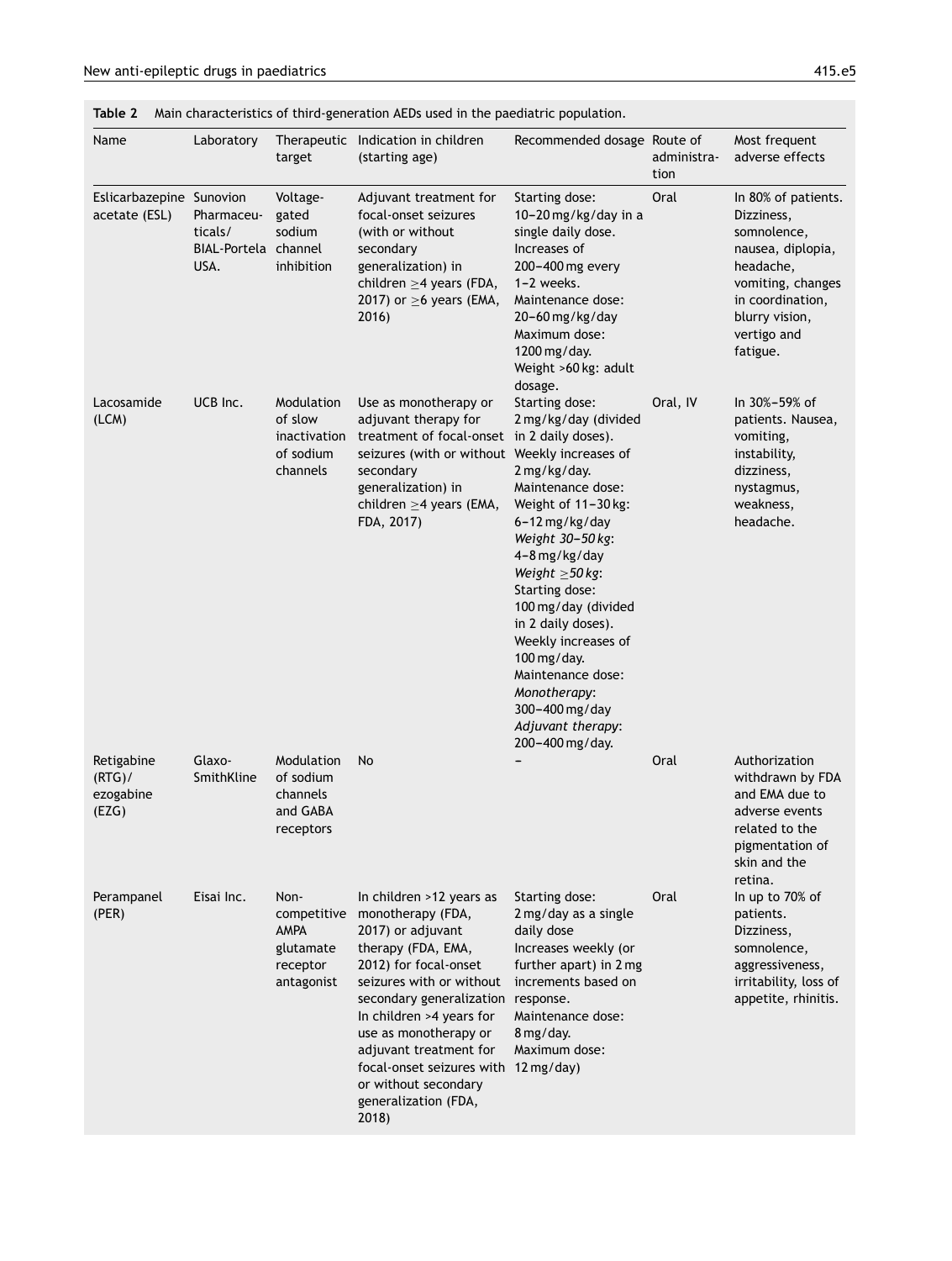**Table 2** Main characteristics of third-generation AEDs used in the paediatric population.

| Name | Laboratory | Therapeutic target | Indication in children (starting age) | Recommended dosage | Route of administration | Most frequent adverse effects |
|---|---|---|---|---|---|---|
| Eslicarbazepine acetate (ESL) | Sunovion Pharmaceuticals/ BIAL-Portela USA. | Voltage-gated sodium channel inhibition | Adjuvant treatment for focal-onset seizures (with or without secondary generalization) in children ≥4 years (FDA, 2017) or ≥6 years (EMA, 2016) | Starting dose: 10–20 mg/kg/day in a single daily dose. Increases of 200–400 mg every 1–2 weeks. Maintenance dose: 20–60 mg/kg/day Maximum dose: 1200 mg/day. Weight >60 kg: adult dosage. | Oral | In 80% of patients. Dizziness, somnolence, nausea, diplopia, headache, vomiting, changes in coordination, blurry vision, vertigo and fatigue. |
| Lacosamide (LCM) | UCB Inc. | Modulation of slow inactivation of sodium channels | Use as monotherapy or adjuvant therapy for treatment of focal-onset seizures (with or without secondary generalization) in children ≥4 years (EMA, FDA, 2017) | Starting dose: 2 mg/kg/day (divided in 2 daily doses). Weekly increases of 2 mg/kg/day. Maintenance dose: Weight of 11–30 kg: 6–12 mg/kg/day *Weight 30–50 kg*: 4–8 mg/kg/day *Weight ≥50 kg*: Starting dose: 100 mg/day (divided in 2 daily doses). Weekly increases of 100 mg/day. Maintenance dose: *Monotherapy*: 300–400 mg/day *Adjuvant therapy*: 200–400 mg/day. | Oral, IV | In 30%–59% of patients. Nausea, vomiting, instability, dizziness, nystagmus, weakness, headache. |
| Retigabine (RTG)/ ezogabine (EZG) | Glaxo-SmithKline | Modulation of sodium channels and GABA receptors | No | – | Oral | Authorization withdrawn by FDA and EMA due to adverse events related to the pigmentation of skin and the retina. |
| Perampanel (PER) | Eisai Inc. | Non-competitive AMPA glutamate receptor antagonist | In children >12 years as monotherapy (FDA, 2017) or adjuvant therapy (FDA, EMA, 2012) for focal-onset seizures with or without secondary generalization In children >4 years for use as monotherapy or adjuvant treatment for focal-onset seizures with or without secondary generalization (FDA, 2018) | Starting dose: 2 mg/day as a single daily dose Increases weekly (or further apart) in 2 mg increments based on response. Maintenance dose: 8 mg/day. Maximum dose: 12 mg/day) | Oral | In up to 70% of patients. Dizziness, somnolence, aggressiveness, irritability, loss of appetite, rhinitis. |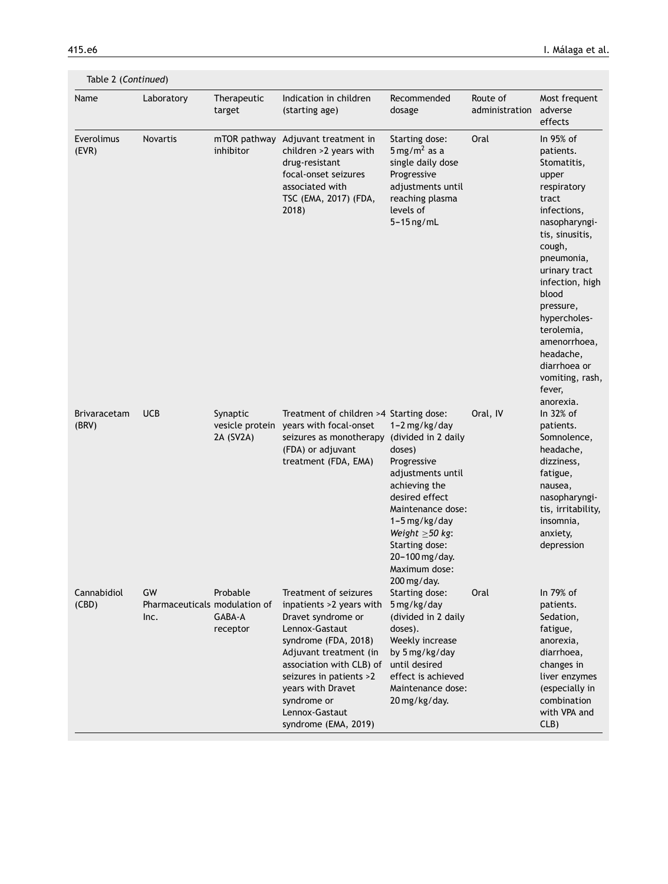Table 2 (*Continued*)

| Name | Laboratory | Therapeutic target | Indication in children (starting age) | Recommended dosage | Route of administration | Most frequent adverse effects |
|---|---|---|---|---|---|---|
| Everolimus (EVR) | Novartis | mTOR pathway inhibitor | Adjuvant treatment in children >2 years with drug-resistant focal-onset seizures associated with TSC (EMA, 2017) (FDA, 2018) | Starting dose: 5 mg/m$^2$ as a single daily dose Progressive adjustments until reaching plasma levels of 5–15 ng/mL | Oral | In 95% of patients. Stomatitis, upper respiratory tract infections, nasopharyngitis, sinusitis, cough, pneumonia, urinary tract infection, high blood pressure, hypercholesterolemia, amenorrhoea, headache, diarrhoea or vomiting, rash, fever, anorexia. |
| Brivaracetam (BRV) | UCB | Synaptic vesicle protein 2A (SV2A) | Treatment of children >4 years with focal-onset seizures as monotherapy (FDA) or adjuvant treatment (FDA, EMA) | Starting dose: 1–2 mg/kg/day (divided in 2 daily doses) Progressive adjustments until achieving the desired effect Maintenance dose: 1–5 mg/kg/day *Weight ≥50 kg*: Starting dose: 20–100 mg/day. Maximum dose: 200 mg/day. | Oral, IV | In 32% of patients. Somnolence, headache, dizziness, fatigue, nausea, nasopharyngitis, irritability, insomnia, anxiety, depression |
| Cannabidiol (CBD) | GW Pharmaceuticals Inc. | Probable modulation of GABA-A receptor | Treatment of seizures inpatients >2 years with Dravet syndrome or Lennox-Gastaut syndrome (FDA, 2018) Adjuvant treatment (in association with CLB) of seizures in patients >2 years with Dravet syndrome or Lennox-Gastaut syndrome (EMA, 2019) | Starting dose: 5 mg/kg/day (divided in 2 daily doses). Weekly increase by 5 mg/kg/day until desired effect is achieved Maintenance dose: 20 mg/kg/day. | Oral | In 79% of patients. Sedation, fatigue, anorexia, diarrhoea, changes in liver enzymes (especially in combination with VPA and CLB) |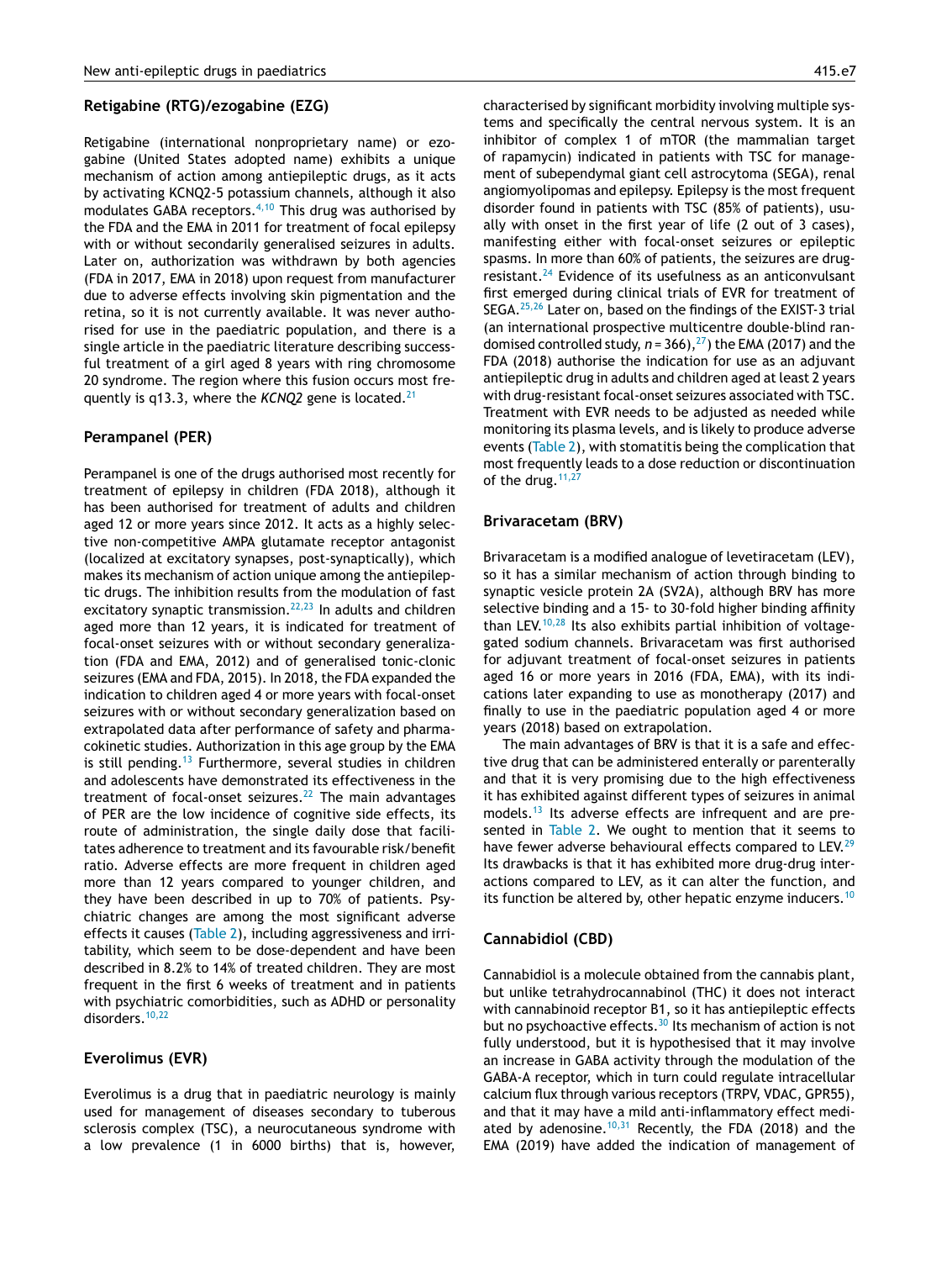## Retigabine (RTG)/ezogabine (EZG)

Retigabine (international nonproprietary name) or ezogabine (United States adopted name) exhibits a unique mechanism of action among antiepileptic drugs, as it acts by activating KCNQ2-5 potassium channels, although it also modulates GABA receptors.[4,10] This drug was authorised by the FDA and the EMA in 2011 for treatment of focal epilepsy with or without secondarily generalised seizures in adults. Later on, authorization was withdrawn by both agencies (FDA in 2017, EMA in 2018) upon request from manufacturer due to adverse effects involving skin pigmentation and the retina, so it is not currently available. It was never authorised for use in the paediatric population, and there is a single article in the paediatric literature describing successful treatment of a girl aged 8 years with ring chromosome 20 syndrome. The region where this fusion occurs most frequently is q13.3, where the *KCNQ2* gene is located.[21]

## Perampanel (PER)

Perampanel is one of the drugs authorised most recently for treatment of epilepsy in children (FDA 2018), although it has been authorised for treatment of adults and children aged 12 or more years since 2012. It acts as a highly selective non-competitive AMPA glutamate receptor antagonist (localized at excitatory synapses, post-synaptically), which makes its mechanism of action unique among the antiepileptic drugs. The inhibition results from the modulation of fast excitatory synaptic transmission.[22,23] In adults and children aged more than 12 years, it is indicated for treatment of focal-onset seizures with or without secondary generalization (FDA and EMA, 2012) and of generalised tonic-clonic seizures (EMA and FDA, 2015). In 2018, the FDA expanded the indication to children aged 4 or more years with focal-onset seizures with or without secondary generalization based on extrapolated data after performance of safety and pharmacokinetic studies. Authorization in this age group by the EMA is still pending.[13] Furthermore, several studies in children and adolescents have demonstrated its effectiveness in the treatment of focal-onset seizures.[22] The main advantages of PER are the low incidence of cognitive side effects, its route of administration, the single daily dose that facilitates adherence to treatment and its favourable risk/benefit ratio. Adverse effects are more frequent in children aged more than 12 years compared to younger children, and they have been described in up to 70% of patients. Psychiatric changes are among the most significant adverse effects it causes (Table 2), including aggressiveness and irritability, which seem to be dose-dependent and have been described in 8.2% to 14% of treated children. They are most frequent in the first 6 weeks of treatment and in patients with psychiatric comorbidities, such as ADHD or personality disorders.[10,22]

## Everolimus (EVR)

Everolimus is a drug that in paediatric neurology is mainly used for management of diseases secondary to tuberous sclerosis complex (TSC), a neurocutaneous syndrome with a low prevalence (1 in 6000 births) that is, however, characterised by significant morbidity involving multiple systems and specifically the central nervous system. It is an inhibitor of complex 1 of mTOR (the mammalian target of rapamycin) indicated in patients with TSC for management of subependymal giant cell astrocytoma (SEGA), renal angiomyolipomas and epilepsy. Epilepsy is the most frequent disorder found in patients with TSC (85% of patients), usually with onset in the first year of life (2 out of 3 cases), manifesting either with focal-onset seizures or epileptic spasms. In more than 60% of patients, the seizures are drug-resistant.[24] Evidence of its usefulness as an anticonvulsant first emerged during clinical trials of EVR for treatment of SEGA.[25,26] Later on, based on the findings of the EXIST-3 trial (an international prospective multicentre double-blind randomised controlled study, $n = 366$),[27] the EMA (2017) and the FDA (2018) authorise the indication for use as an adjuvant antiepileptic drug in adults and children aged at least 2 years with drug-resistant focal-onset seizures associated with TSC. Treatment with EVR needs to be adjusted as needed while monitoring its plasma levels, and is likely to produce adverse events (Table 2), with stomatitis being the complication that most frequently leads to a dose reduction or discontinuation of the drug.[11,27]

## Brivaracetam (BRV)

Brivaracetam is a modified analogue of levetiracetam (LEV), so it has a similar mechanism of action through binding to synaptic vesicle protein 2A (SV2A), although BRV has more selective binding and a 15- to 30-fold higher binding affinity than LEV.[10,28] Its also exhibits partial inhibition of voltage-gated sodium channels. Brivaracetam was first authorised for adjuvant treatment of focal-onset seizures in patients aged 16 or more years in 2016 (FDA, EMA), with its indications later expanding to use as monotherapy (2017) and finally to use in the paediatric population aged 4 or more years (2018) based on extrapolation.

The main advantages of BRV is that it is a safe and effective drug that can be administered enterally or parenterally and that it is very promising due to the high effectiveness it has exhibited against different types of seizures in animal models.[13] Its adverse effects are infrequent and are presented in Table 2. We ought to mention that it seems to have fewer adverse behavioural effects compared to LEV.[29] Its drawbacks is that it has exhibited more drug-drug interactions compared to LEV, as it can alter the function, and its function be altered by, other hepatic enzyme inducers.[10]

## Cannabidiol (CBD)

Cannabidiol is a molecule obtained from the cannabis plant, but unlike tetrahydrocannabinol (THC) it does not interact with cannabinoid receptor B1, so it has antiepileptic effects but no psychoactive effects.[30] Its mechanism of action is not fully understood, but it is hypothesised that it may involve an increase in GABA activity through the modulation of the GABA-A receptor, which in turn could regulate intracellular calcium flux through various receptors (TRPV, VDAC, GPR55), and that it may have a mild anti-inflammatory effect mediated by adenosine.[10,31] Recently, the FDA (2018) and the EMA (2019) have added the indication of management of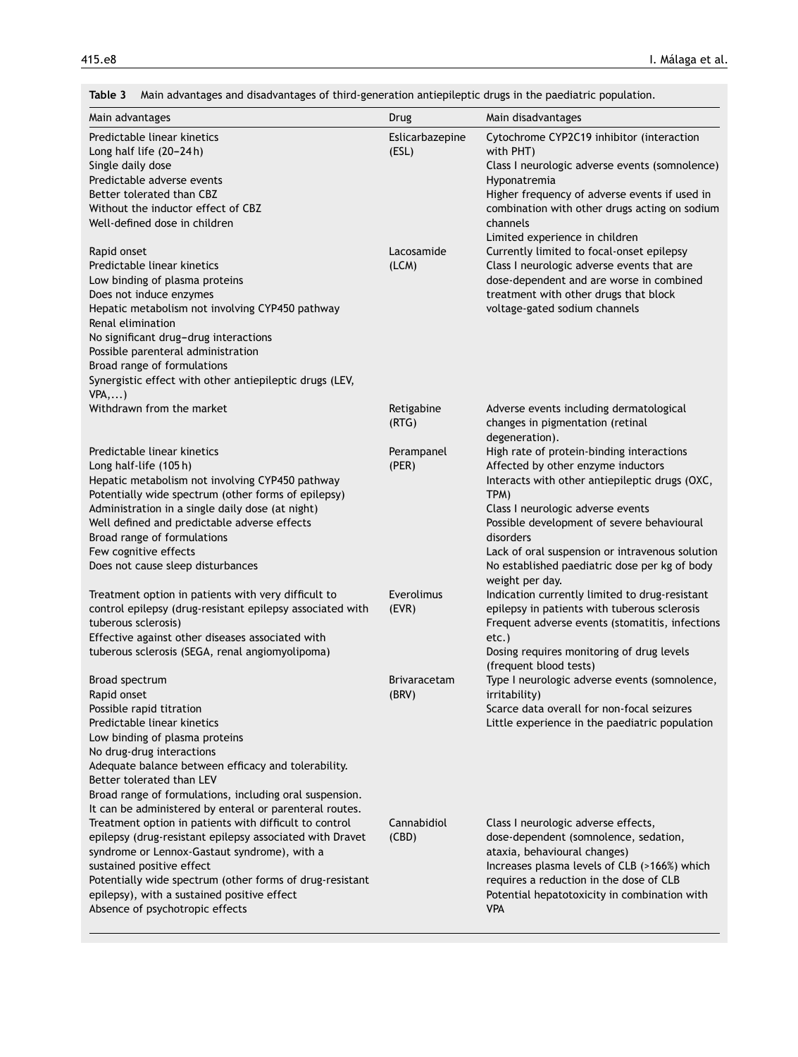**Table 3** Main advantages and disadvantages of third-generation antiepileptic drugs in the paediatric population.

| Main advantages | Drug | Main disadvantages |
| --- | --- | --- |
| Predictable linear kinetics<br>Long half life (20–24 h)<br>Single daily dose<br>Predictable adverse events<br>Better tolerated than CBZ<br>Without the inductor effect of CBZ<br>Well-defined dose in children | Eslicarbazepine (ESL) | Cytochrome CYP2C19 inhibitor (interaction with PHT)<br>Class I neurologic adverse events (somnolence)<br>Hyponatremia<br>Higher frequency of adverse events if used in combination with other drugs acting on sodium channels<br>Limited experience in children |
| Rapid onset<br>Predictable linear kinetics<br>Low binding of plasma proteins<br>Does not induce enzymes<br>Hepatic metabolism not involving CYP450 pathway<br>Renal elimination<br>No significant drug–drug interactions<br>Possible parenteral administration<br>Broad range of formulations<br>Synergistic effect with other antiepileptic drugs (LEV, VPA,...) | Lacosamide (LCM) | Currently limited to focal-onset epilepsy<br>Class I neurologic adverse events that are dose-dependent and are worse in combined treatment with other drugs that block voltage-gated sodium channels |
| Withdrawn from the market | Retigabine (RTG) | Adverse events including dermatological changes in pigmentation (retinal degeneration). |
| Predictable linear kinetics<br>Long half-life (105 h)<br>Hepatic metabolism not involving CYP450 pathway<br>Potentially wide spectrum (other forms of epilepsy)<br>Administration in a single daily dose (at night)<br>Well defined and predictable adverse effects<br>Broad range of formulations<br>Few cognitive effects<br>Does not cause sleep disturbances | Perampanel (PER) | High rate of protein-binding interactions<br>Affected by other enzyme inductors<br>Interacts with other antiepileptic drugs (OXC, TPM)<br>Class I neurologic adverse events<br>Possible development of severe behavioural disorders<br>Lack of oral suspension or intravenous solution<br>No established paediatric dose per kg of body weight per day. |
| Treatment option in patients with very difficult to control epilepsy (drug-resistant epilepsy associated with tuberous sclerosis)<br>Effective against other diseases associated with tuberous sclerosis (SEGA, renal angiomyolipoma) | Everolimus (EVR) | Indication currently limited to drug-resistant epilepsy in patients with tuberous sclerosis<br>Frequent adverse events (stomatitis, infections etc.)<br>Dosing requires monitoring of drug levels (frequent blood tests) |
| Broad spectrum<br>Rapid onset<br>Possible rapid titration<br>Predictable linear kinetics<br>Low binding of plasma proteins<br>No drug-drug interactions<br>Adequate balance between efficacy and tolerability.<br>Better tolerated than LEV<br>Broad range of formulations, including oral suspension.<br>It can be administered by enteral or parenteral routes. | Brivaracetam (BRV) | Type I neurologic adverse events (somnolence, irritability)<br>Scarce data overall for non-focal seizures<br>Little experience in the paediatric population |
| Treatment option in patients with difficult to control epilepsy (drug-resistant epilepsy associated with Dravet syndrome or Lennox-Gastaut syndrome), with a sustained positive effect<br>Potentially wide spectrum (other forms of drug-resistant epilepsy), with a sustained positive effect<br>Absence of psychotropic effects | Cannabidiol (CBD) | Class I neurologic adverse effects, dose-dependent (somnolence, sedation, ataxia, behavioural changes)<br>Increases plasma levels of CLB (>166%) which requires a reduction in the dose of CLB<br>Potential hepatotoxicity in combination with VPA |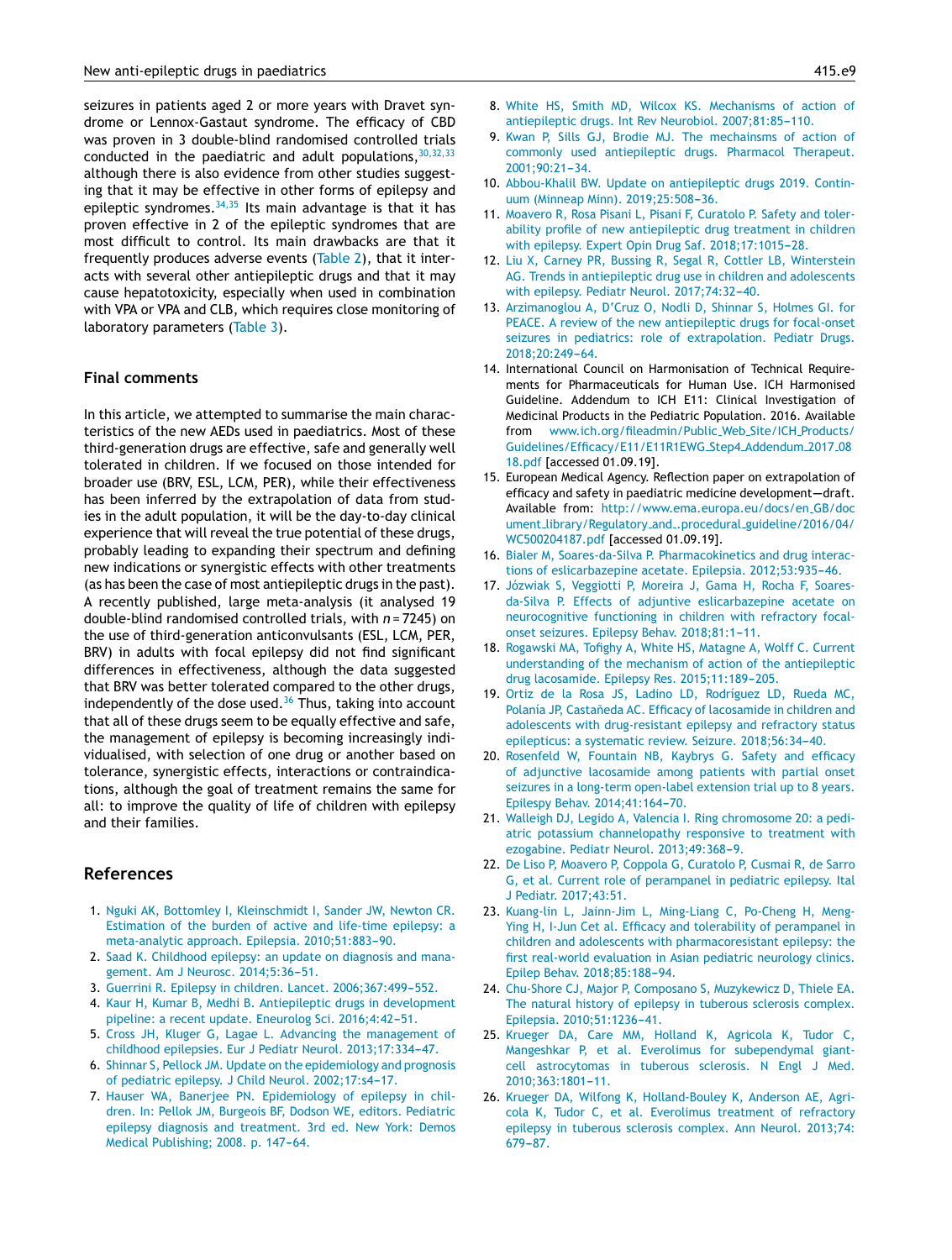seizures in patients aged 2 or more years with Dravet syndrome or Lennox-Gastaut syndrome. The efficacy of CBD was proven in 3 double-blind randomised controlled trials conducted in the paediatric and adult populations,[30,32,33] although there is also evidence from other studies suggesting that it may be effective in other forms of epilepsy and epileptic syndromes.[34,35] Its main advantage is that it has proven effective in 2 of the epileptic syndromes that are most difficult to control. Its main drawbacks are that it frequently produces adverse events (Table 2), that it interacts with several other antiepileptic drugs and that it may cause hepatotoxicity, especially when used in combination with VPA or VPA and CLB, which requires close monitoring of laboratory parameters (Table 3).

## Final comments

In this article, we attempted to summarise the main characteristics of the new AEDs used in paediatrics. Most of these third-generation drugs are effective, safe and generally well tolerated in children. If we focused on those intended for broader use (BRV, ESL, LCM, PER), while their effectiveness has been inferred by the extrapolation of data from studies in the adult population, it will be the day-to-day clinical experience that will reveal the true potential of these drugs, probably leading to expanding their spectrum and defining new indications or synergistic effects with other treatments (as has been the case of most antiepileptic drugs in the past). A recently published, large meta-analysis (it analysed 19 double-blind randomised controlled trials, with $n = 7245$) on the use of third-generation anticonvulsants (ESL, LCM, PER, BRV) in adults with focal epilepsy did not find significant differences in effectiveness, although the data suggested that BRV was better tolerated compared to the other drugs, independently of the dose used.[36] Thus, taking into account that all of these drugs seem to be equally effective and safe, the management of epilepsy is becoming increasingly individualised, with selection of one drug or another based on tolerance, synergistic effects, interactions or contraindications, although the goal of treatment remains the same for all: to improve the quality of life of children with epilepsy and their families.

## References

1. Nguki AK, Bottomley I, Kleinschmidt I, Sander JW, Newton CR. Estimation of the burden of active and life-time epilepsy: a meta-analytic approach. Epilepsia. 2010;51:883–90.
2. Saad K. Childhood epilepsy: an update on diagnosis and management. Am J Neurosc. 2014;5:36–51.
3. Guerrini R. Epilepsy in children. Lancet. 2006;367:499–552.
4. Kaur H, Kumar B, Medhi B. Antiepileptic drugs in development pipeline: a recent update. Eneurolog Sci. 2016;4:42–51.
5. Cross JH, Kluger G, Lagae L. Advancing the management of childhood epilepsies. Eur J Pediatr Neurol. 2013;17:334–47.
6. Shinnar S, Pellock JM. Update on the epidemiology and prognosis of pediatric epilepsy. J Child Neurol. 2002;17:s4–17.
7. Hauser WA, Banerjee PN. Epidemiology of epilepsy in children. In: Pellok JM, Burgeois BF, Dodson WE, editors. Pediatric epilepsy diagnosis and treatment. 3rd ed. New York: Demos Medical Publishing; 2008. p. 147–64.
8. White HS, Smith MD, Wilcox KS. Mechanisms of action of antiepileptic drugs. Int Rev Neurobiol. 2007;81:85–110.
9. Kwan P, Sills GJ, Brodie MJ. The mechainsms of action of commonly used antiepileptic drugs. Pharmacol Therapeut. 2001;90:21–34.
10. Abbou-Khalil BW. Update on antiepileptic drugs 2019. Continuum (Minneap Minn). 2019;25:508–36.
11. Moavero R, Rosa Pisani L, Pisani F, Curatolo P. Safety and tolerability profile of new antiepileptic drug treatment in children with epilepsy. Expert Opin Drug Saf. 2018;17:1015–28.
12. Liu X, Carney PR, Bussing R, Segal R, Cottler LB, Winterstein AG. Trends in antiepileptic drug use in children and adolescents with epilepsy. Pediatr Neurol. 2017;74:32–40.
13. Arzimanoglou A, D'Cruz O, Nodli D, Shinnar S, Holmes GI. for PEACE. A review of the new antiepileptic drugs for focal-onset seizures in pediatrics: role of extrapolation. Pediatr Drugs. 2018;20:249–64.
14. International Council on Harmonisation of Technical Requirements for Pharmaceuticals for Human Use. ICH Harmonised Guideline. Addendum to ICH E11: Clinical Investigation of Medicinal Products in the Pediatric Population. 2016. Available from www.ich.org/fileadmin/Public_Web_Site/ICH_Products/Guidelines/Efficacy/E11/E11R1EWG_Step4_Addendum_2017_0818.pdf [accessed 01.09.19].
15. European Medical Agency. Reflection paper on extrapolation of efficacy and safety in paediatric medicine development—draft. Available from: http://www.ema.europa.eu/docs/en_GB/document_library/Regulatory_and_procedural_guideline/2016/04/WC500204187.pdf [accessed 01.09.19].
16. Bialer M, Soares-da-Silva P. Pharmacokinetics and drug interactions of eslicarbazepine acetate. Epilepsia. 2012;53:935–46.
17. Józwiak S, Veggiotti P, Moreira J, Gama H, Rocha F, Soares-da-Silva P. Effects of adjuntive eslicarbazepine acetate on neurocognitive functioning in children with refractory focal-onset seizures. Epilepsy Behav. 2018;81:1–11.
18. Rogawski MA, Tofighy A, White HS, Matagne A, Wolff C. Current understanding of the mechanism of action of the antiepileptic drug lacosamide. Epilepsy Res. 2015;11:189–205.
19. Ortiz de la Rosa JS, Ladino LD, Rodríguez LD, Rueda MC, Polanía JP, Castañeda AC. Efficacy of lacosamide in children and adolescents with drug-resistant epilepsy and refractory status epilepticus: a systematic review. Seizure. 2018;56:34–40.
20. Rosenfeld W, Fountain NB, Kaybrys G. Safety and efficacy of adjunctive lacosamide among patients with partial onset seizures in a long-term open-label extension trial up to 8 years. Epilepsy Behav. 2014;41:164–70.
21. Walleigh DJ, Legido A, Valencia I. Ring chromosome 20: a pediatric potassium channelopathy responsive to treatment with ezogabine. Pediatr Neurol. 2013;49:368–9.
22. De Liso P, Moavero P, Coppola G, Curatolo P, Cusmai R, de Sarro G, et al. Current role of perampanel in pediatric epilepsy. Ital J Pediatr. 2017;43:51.
23. Kuang-lin L, Jainn-Jim L, Ming-Liang C, Po-Cheng H, Meng-Ying H, I-Jun Cet al. Efficacy and tolerability of perampanel in children and adolescents with pharmacoresistant epilepsy: the first real-world evaluation in Asian pediatric neurology clinics. Epilep Behav. 2018;85:188–94.
24. Chu-Shore CJ, Major P, Composano S, Muzykewicz D, Thiele EA. The natural history of epilepsy in tuberous sclerosis complex. Epilepsia. 2010;51:1236–41.
25. Krueger DA, Care MM, Holland K, Agricola K, Tudor C, Mangeshkar P, et al. Everolimus for subependymal giant-cell astrocytomas in tuberous sclerosis. N Engl J Med. 2010;363:1801–11.
26. Krueger DA, Wilfong K, Holland-Bouley K, Anderson AE, Agricola K, Tudor C, et al. Everolimus treatment of refractory epilepsy in tuberous sclerosis complex. Ann Neurol. 2013;74:679–87.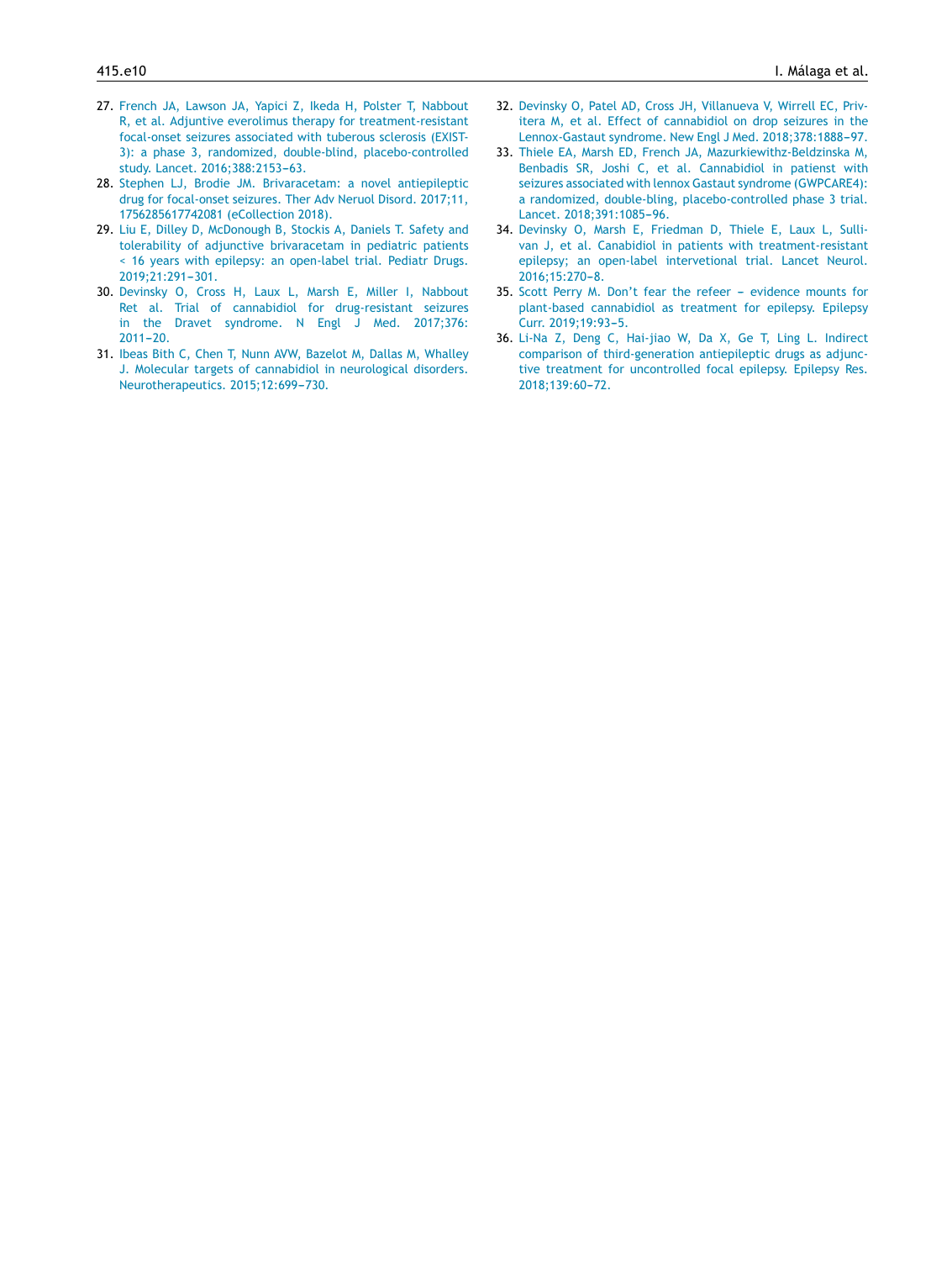27. French JA, Lawson JA, Yapici Z, Ikeda H, Polster T, Nabbout R, et al. Adjuntive everolimus therapy for treatment-resistant focal-onset seizures associated with tuberous sclerosis (EXIST-3): a phase 3, randomized, double-blind, placebo-controlled study. Lancet. 2016;388:2153–63.
28. Stephen LJ, Brodie JM. Brivaracetam: a novel antiepileptic drug for focal-onset seizures. Ther Adv Neruol Disord. 2017;11, 1756285617742081 (eCollection 2018).
29. Liu E, Dilley D, McDonough B, Stockis A, Daniels T. Safety and tolerability of adjunctive brivaracetam in pediatric patients < 16 years with epilepsy: an open-label trial. Pediatr Drugs. 2019;21:291–301.
30. Devinsky O, Cross H, Laux L, Marsh E, Miller I, Nabbout Ret al. Trial of cannabidiol for drug-resistant seizures in the Dravet syndrome. N Engl J Med. 2017;376: 2011–20.
31. Ibeas Bith C, Chen T, Nunn AVW, Bazelot M, Dallas M, Whalley J. Molecular targets of cannabidiol in neurological disorders. Neurotherapeutics. 2015;12:699–730.
32. Devinsky O, Patel AD, Cross JH, Villanueva V, Wirrell EC, Privitera M, et al. Effect of cannabidiol on drop seizures in the Lennox-Gastaut syndrome. New Engl J Med. 2018;378:1888–97.
33. Thiele EA, Marsh ED, French JA, Mazurkiewithz-Beldzinska M, Benbadis SR, Joshi C, et al. Cannabidiol in patienst with seizures associated with lennox Gastaut syndrome (GWPCARE4): a randomized, double-bling, placebo-controlled phase 3 trial. Lancet. 2018;391:1085–96.
34. Devinsky O, Marsh E, Friedman D, Thiele E, Laux L, Sullivan J, et al. Canabidiol in patients with treatment-resistant epilepsy; an open-label intervetional trial. Lancet Neurol. 2016;15:270–8.
35. Scott Perry M. Don't fear the refeer – evidence mounts for plant-based cannabidiol as treatment for epilepsy. Epilepsy Curr. 2019;19:93–5.
36. Li-Na Z, Deng C, Hai-jiao W, Da X, Ge T, Ling L. Indirect comparison of third-generation antiepileptic drugs as adjunctive treatment for uncontrolled focal epilepsy. Epilepsy Res. 2018;139:60–72.